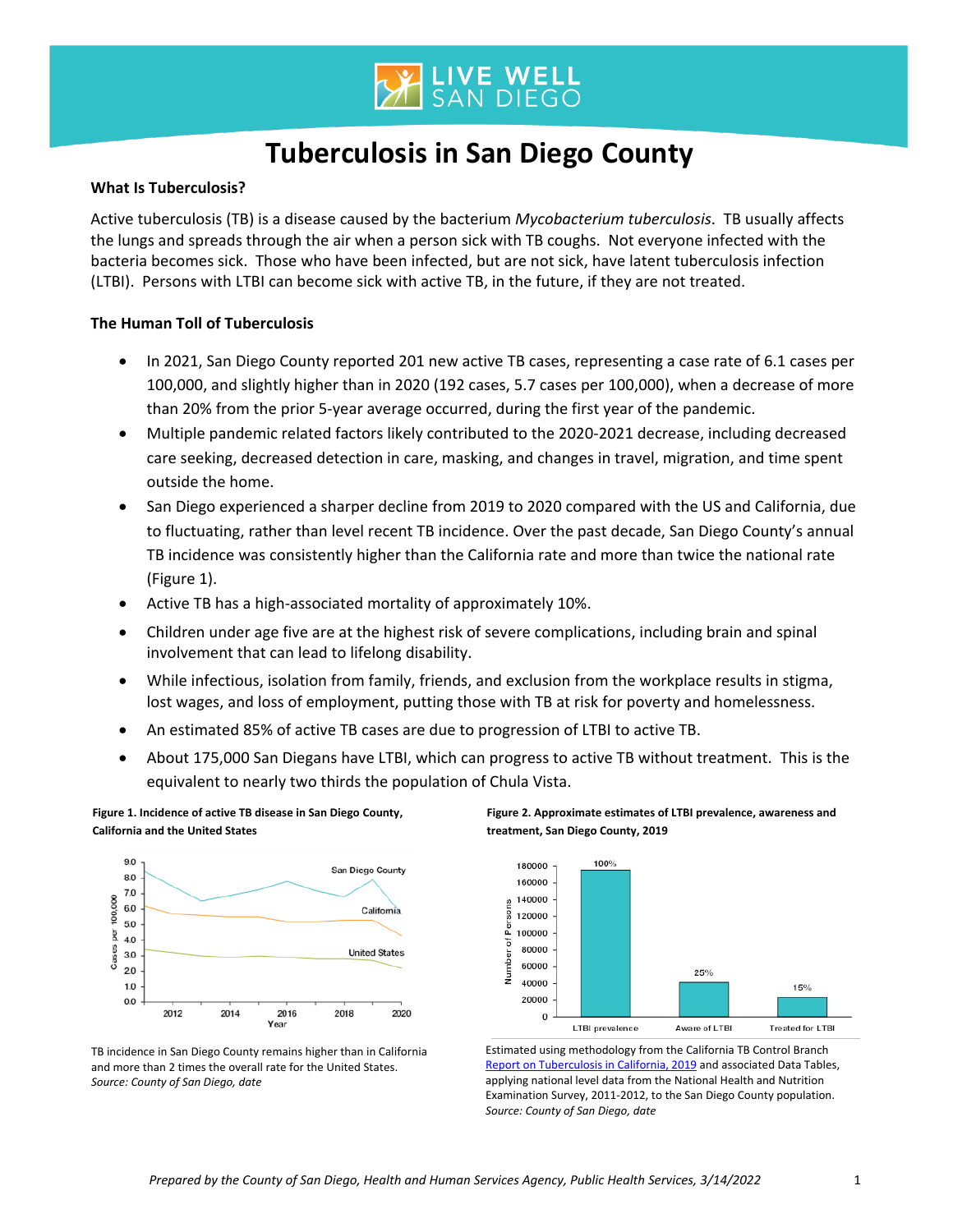# Tuberculosis in San Diego County

**What Is Tuberculosis?**

Active tuberculosis (TB) is a disease caused by the bacterium *Mycobacterium tuberculosis*. TB usually affects the lungs and spreads through the air when a person sick with TB coughs. Not everyone infected with the bacteria becomes sick. Those who have been infected, but are not sick, have latent tuberculosis infection (LTBI). Persons with LTBI can become sick with active TB, in the future, if they are not treated.

**The Human Toll of Tuberculosis**

- In 2021, San Diego County reported 201 new active TB cases, representing a case rate of 6.1 cases per 100,000, and slightly higher than in 2020 (192 cases, 5.7 cases per 100,000), when a decrease of more than 20% from the prior 5-year average occurred, during the first year of the pandemic.
- Multiple pandemic related factors likely contributed to the 2020-2021 decrease, including decreased care seeking, decreased detection in care, masking, and changes in travel, migration, and time spent outside the home.
- San Diego experienced a sharper decline from 2019 to 2020 compared with the US and California, due to fluctuating, rather than level recent TB incidence. Over the past decade, San Diego County's annual TB incidence was consistently higher than the California rate and more than twice the national rate (Figure 1).
- Active TB has a high-associated mortality of approximately 10%.
- Children under age five are at the highest risk of severe complications, including brain and spinal involvement that can lead to lifelong disability.
- While infectious, isolation from family, friends, and exclusion from the workplace results in stigma, lost wages, and loss of employment, putting those with TB at risk for poverty and homelessness.
- An estimated 85% of active TB cases are due to progression of LTBI to active TB.
- About 175,000 San Diegans have LTBI, which can progress to active TB without treatment. This is the equivalent to nearly two thirds the population of Chula Vista.

**Figure 1. Incidence of active TB disease in San Diego County, California and the United States**

TB incidence in San Diego County remains higher than in California and more than 2 times the overall rate for the United States.
*Source: County of San Diego, date*

**Figure 2. Approximate estimates of LTBI prevalence, awareness and treatment, San Diego County, 2019**

Estimated using methodology from the California TB Control Branch [Report on Tuberculosis in California, 2019](#) and associated Data Tables, applying national level data from the National Health and Nutrition Examination Survey, 2011-2012, to the San Diego County population.
*Source: County of San Diego, date*

*Prepared by the County of San Diego, Health and Human Services Agency, Public Health Services, 3/14/2022*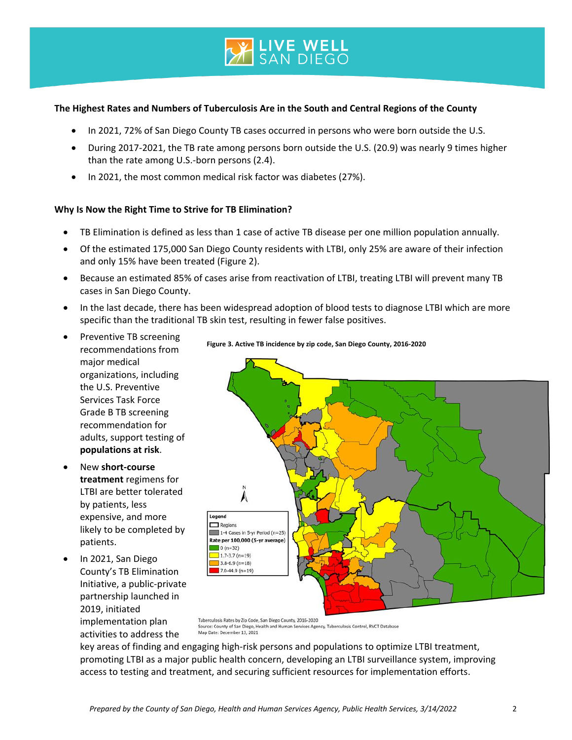## The Highest Rates and Numbers of Tuberculosis Are in the South and Central Regions of the County

- In 2021, 72% of San Diego County TB cases occurred in persons who were born outside the U.S.
- During 2017-2021, the TB rate among persons born outside the U.S. (20.9) was nearly 9 times higher than the rate among U.S.-born persons (2.4).
- In 2021, the most common medical risk factor was diabetes (27%).

## Why Is Now the Right Time to Strive for TB Elimination?

- TB Elimination is defined as less than 1 case of active TB disease per one million population annually.
- Of the estimated 175,000 San Diego County residents with LTBI, only 25% are aware of their infection and only 15% have been treated (Figure 2).
- Because an estimated 85% of cases arise from reactivation of LTBI, treating LTBI will prevent many TB cases in San Diego County.
- In the last decade, there has been widespread adoption of blood tests to diagnose LTBI which are more specific than the traditional TB skin test, resulting in fewer false positives.
- Preventive TB screening recommendations from major medical organizations, including the U.S. Preventive Services Task Force Grade B TB screening recommendation for adults, support testing of **populations at risk**.
- New **short-course treatment** regimens for LTBI are better tolerated by patients, less expensive, and more likely to be completed by patients.
- In 2021, San Diego County's TB Elimination Initiative, a public-private partnership launched in 2019, initiated implementation plan activities to address the key areas of finding and engaging high-risk persons and populations to optimize LTBI treatment, promoting LTBI as a major public health concern, developing an LTBI surveillance system, improving access to testing and treatment, and securing sufficient resources for implementation efforts.

**Figure 3. Active TB incidence by zip code, San Diego County, 2016-2020**

N

Legend
Regions
1-4 Cases in 5-yr Period (n=25)
Rate per 100,000 (5-yr average)
0 (n=32)
1.7-3.7 (n=19)
3.8-6.9 (n=18)
7.0-44.9 (n=19)

Tuberculosis Rates by Zip Code, San Diego County, 2016-2020
Source: County of San Diego, Health and Human Services Agency, Tuberculosis Control, RVCT Database
Map Date: December 13, 2021

*Prepared by the County of San Diego, Health and Human Services Agency, Public Health Services, 3/14/2022*